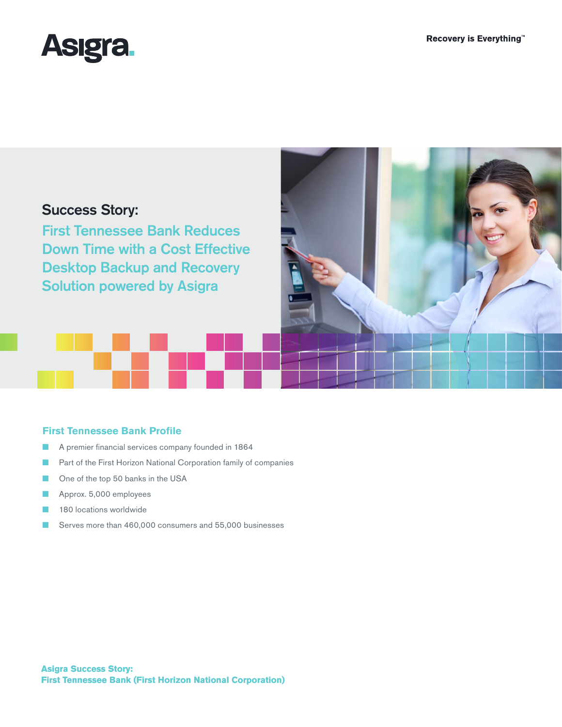Asigra.

Recovery is Everything™

## Success Story:

# First Tennessee Bank Reduces Down Time with a Cost Effective Desktop Backup and Recovery Solution powered by Asigra

### First Tennessee Bank Profile

- A premier financial services company founded in 1864
- Part of the First Horizon National Corporation family of companies
- One of the top 50 banks in the USA
- Approx. 5,000 employees
- 180 locations worldwide
- Serves more than 460,000 consumers and 55,000 businesses

**Asigra Success Story:**
**First Tennessee Bank (First Horizon National Corporation)**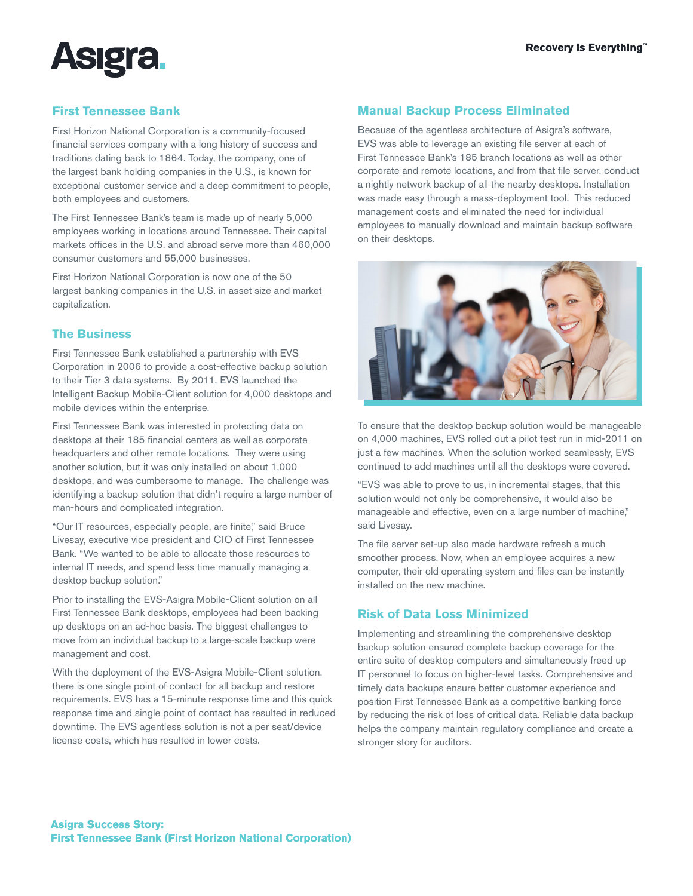## First Tennessee Bank

First Horizon National Corporation is a community-focused financial services company with a long history of success and traditions dating back to 1864. Today, the company, one of the largest bank holding companies in the U.S., is known for exceptional customer service and a deep commitment to people, both employees and customers.

The First Tennessee Bank's team is made up of nearly 5,000 employees working in locations around Tennessee. Their capital markets offices in the U.S. and abroad serve more than 460,000 consumer customers and 55,000 businesses.

First Horizon National Corporation is now one of the 50 largest banking companies in the U.S. in asset size and market capitalization.

## The Business

First Tennessee Bank established a partnership with EVS Corporation in 2006 to provide a cost-effective backup solution to their Tier 3 data systems. By 2011, EVS launched the Intelligent Backup Mobile-Client solution for 4,000 desktops and mobile devices within the enterprise.

First Tennessee Bank was interested in protecting data on desktops at their 185 financial centers as well as corporate headquarters and other remote locations. They were using another solution, but it was only installed on about 1,000 desktops, and was cumbersome to manage. The challenge was identifying a backup solution that didn't require a large number of man-hours and complicated integration.

"Our IT resources, especially people, are finite," said Bruce Livesay, executive vice president and CIO of First Tennessee Bank. "We wanted to be able to allocate those resources to internal IT needs, and spend less time manually managing a desktop backup solution."

Prior to installing the EVS-Asigra Mobile-Client solution on all First Tennessee Bank desktops, employees had been backing up desktops on an ad-hoc basis. The biggest challenges to move from an individual backup to a large-scale backup were management and cost.

With the deployment of the EVS-Asigra Mobile-Client solution, there is one single point of contact for all backup and restore requirements. EVS has a 15-minute response time and this quick response time and single point of contact has resulted in reduced downtime. The EVS agentless solution is not a per seat/device license costs, which has resulted in lower costs.

## Manual Backup Process Eliminated

Because of the agentless architecture of Asigra's software, EVS was able to leverage an existing file server at each of First Tennessee Bank's 185 branch locations as well as other corporate and remote locations, and from that file server, conduct a nightly network backup of all the nearby desktops. Installation was made easy through a mass-deployment tool. This reduced management costs and eliminated the need for individual employees to manually download and maintain backup software on their desktops.

To ensure that the desktop backup solution would be manageable on 4,000 machines, EVS rolled out a pilot test run in mid-2011 on just a few machines. When the solution worked seamlessly, EVS continued to add machines until all the desktops were covered.

"EVS was able to prove to us, in incremental stages, that this solution would not only be comprehensive, it would also be manageable and effective, even on a large number of machine," said Livesay.

The file server set-up also made hardware refresh a much smoother process. Now, when an employee acquires a new computer, their old operating system and files can be instantly installed on the new machine.

## Risk of Data Loss Minimized

Implementing and streamlining the comprehensive desktop backup solution ensured complete backup coverage for the entire suite of desktop computers and simultaneously freed up IT personnel to focus on higher-level tasks. Comprehensive and timely data backups ensure better customer experience and position First Tennessee Bank as a competitive banking force by reducing the risk of loss of critical data. Reliable data backup helps the company maintain regulatory compliance and create a stronger story for auditors.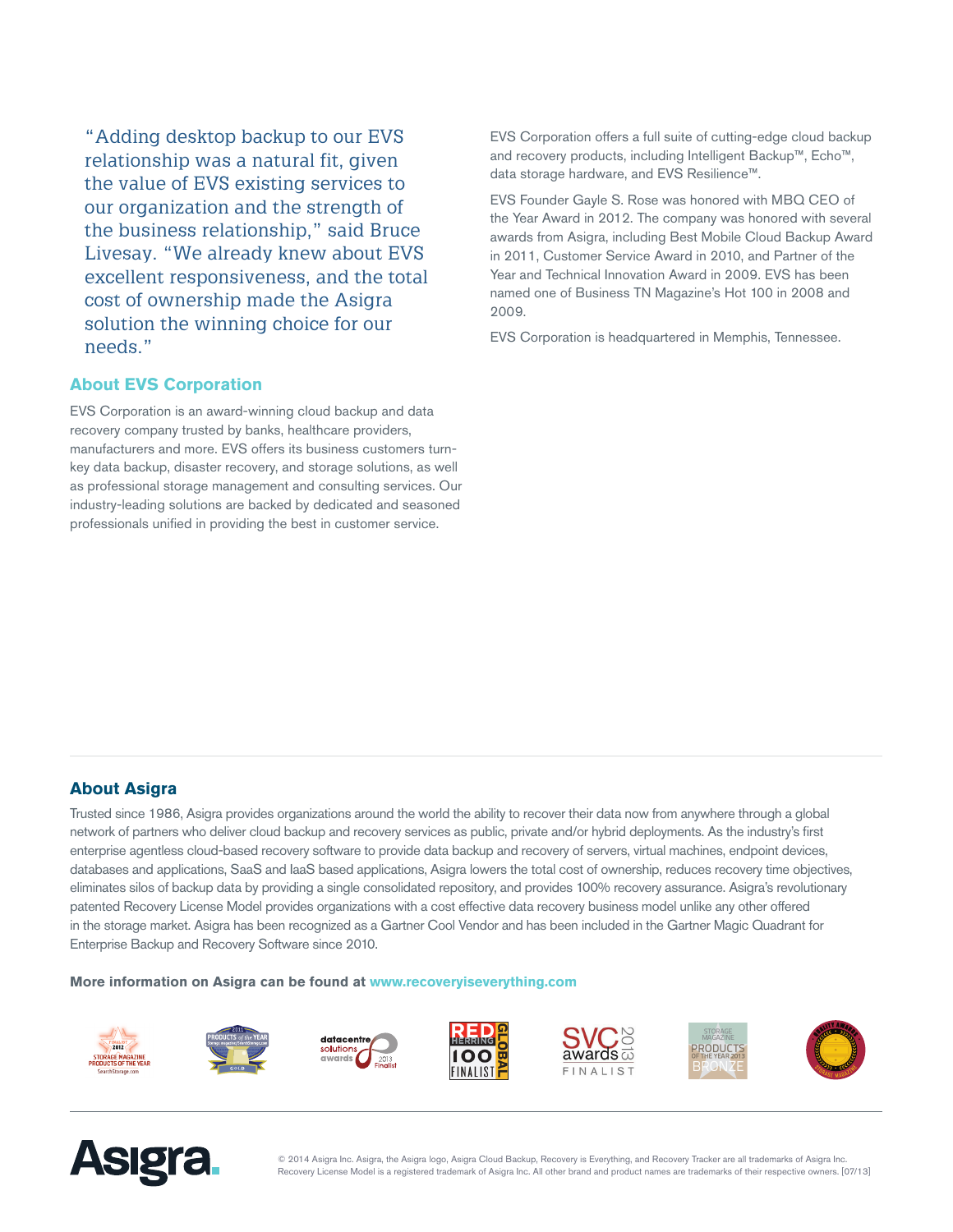"Adding desktop backup to our EVS relationship was a natural fit, given the value of EVS existing services to our organization and the strength of the business relationship," said Bruce Livesay. "We already knew about EVS excellent responsiveness, and the total cost of ownership made the Asigra solution the winning choice for our needs."

## About EVS Corporation

EVS Corporation is an award-winning cloud backup and data recovery company trusted by banks, healthcare providers, manufacturers and more. EVS offers its business customers turn-key data backup, disaster recovery, and storage solutions, as well as professional storage management and consulting services. Our industry-leading solutions are backed by dedicated and seasoned professionals unified in providing the best in customer service.

EVS Corporation offers a full suite of cutting-edge cloud backup and recovery products, including Intelligent Backup™, Echo™, data storage hardware, and EVS Resilience™.

EVS Founder Gayle S. Rose was honored with MBQ CEO of the Year Award in 2012. The company was honored with several awards from Asigra, including Best Mobile Cloud Backup Award in 2011, Customer Service Award in 2010, and Partner of the Year and Technical Innovation Award in 2009. EVS has been named one of Business TN Magazine's Hot 100 in 2008 and 2009.

EVS Corporation is headquartered in Memphis, Tennessee.

## About Asigra

Trusted since 1986, Asigra provides organizations around the world the ability to recover their data now from anywhere through a global network of partners who deliver cloud backup and recovery services as public, private and/or hybrid deployments. As the industry's first enterprise agentless cloud-based recovery software to provide data backup and recovery of servers, virtual machines, endpoint devices, databases and applications, SaaS and IaaS based applications, Asigra lowers the total cost of ownership, reduces recovery time objectives, eliminates silos of backup data by providing a single consolidated repository, and provides 100% recovery assurance. Asigra's revolutionary patented Recovery License Model provides organizations with a cost effective data recovery business model unlike any other offered in the storage market. Asigra has been recognized as a Gartner Cool Vendor and has been included in the Gartner Magic Quadrant for Enterprise Backup and Recovery Software since 2010.

**More information on Asigra can be found at www.recoveryiseverything.com**

Finalist 2012 Storage Magazine Products of the Year SearchStorage.com

2011 Products of the Year Gold

datacentre solutions awards 2013 Finalist

Red Herring Global 100 Finalist

SVC awards 2013 Finalist

Storage Magazine Products of the Year 2013 Bronze

Quality Awards Storage Magazine

Asigra.

© 2014 Asigra Inc. Asigra, the Asigra logo, Asigra Cloud Backup, Recovery is Everything, and Recovery Tracker are all trademarks of Asigra Inc. Recovery License Model is a registered trademark of Asigra Inc. All other brand and product names are trademarks of their respective owners. [07/13]